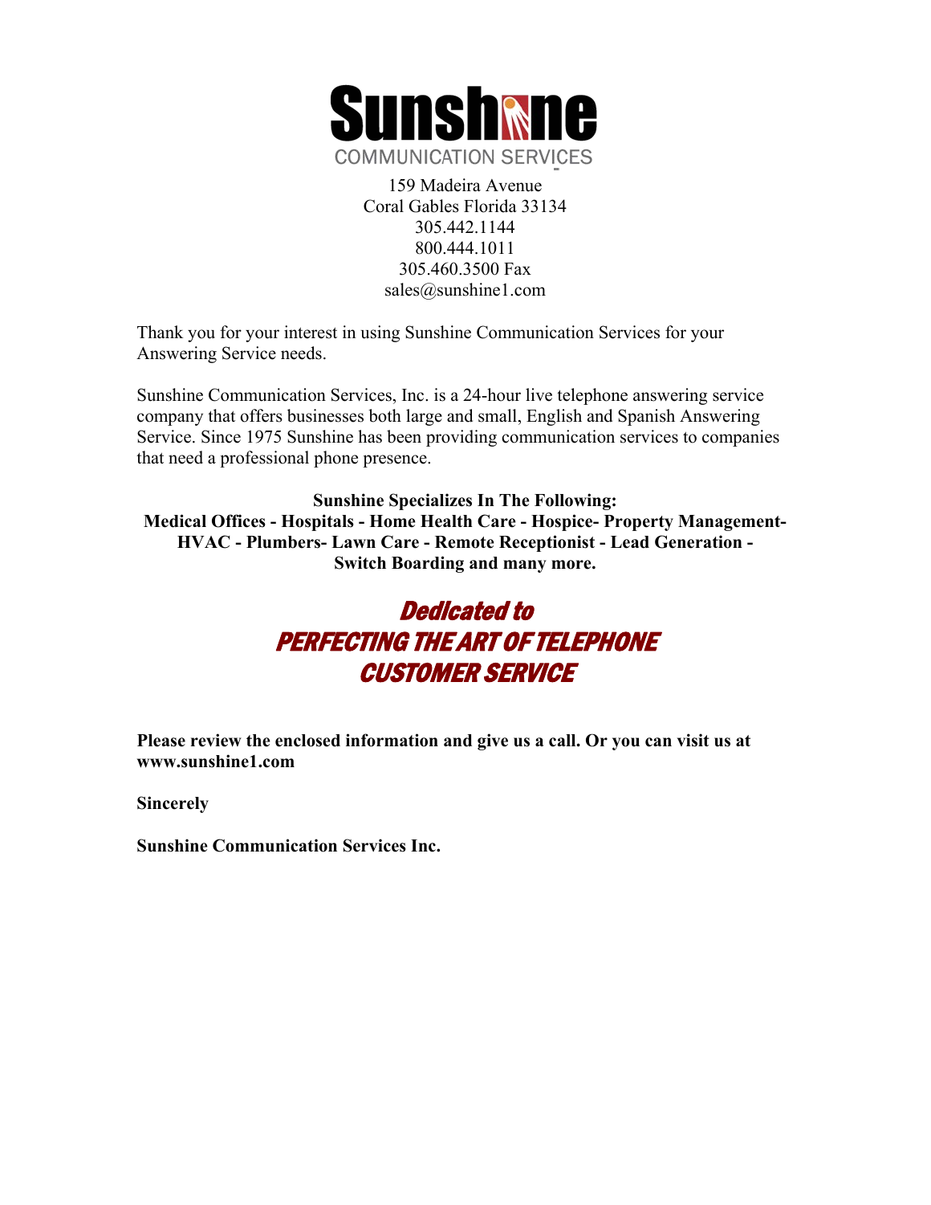# Sunshine
COMMUNICATION SERVICES

159 Madeira Avenue
Coral Gables Florida 33134
305.442.1144
800.444.1011
305.460.3500 Fax
sales@sunshine1.com

Thank you for your interest in using Sunshine Communication Services for your Answering Service needs.

Sunshine Communication Services, Inc. is a 24-hour live telephone answering service company that offers businesses both large and small, English and Spanish Answering Service. Since 1975 Sunshine has been providing communication services to companies that need a professional phone presence.

**Sunshine Specializes In The Following:**
**Medical Offices - Hospitals - Home Health Care - Hospice- Property Management- HVAC - Plumbers- Lawn Care - Remote Receptionist - Lead Generation - Switch Boarding and many more.**

***Dedicated to***
***PERFECTING THE ART OF TELEPHONE CUSTOMER SERVICE***

**Please review the enclosed information and give us a call. Or you can visit us at www.sunshine1.com**

**Sincerely**

**Sunshine Communication Services Inc.**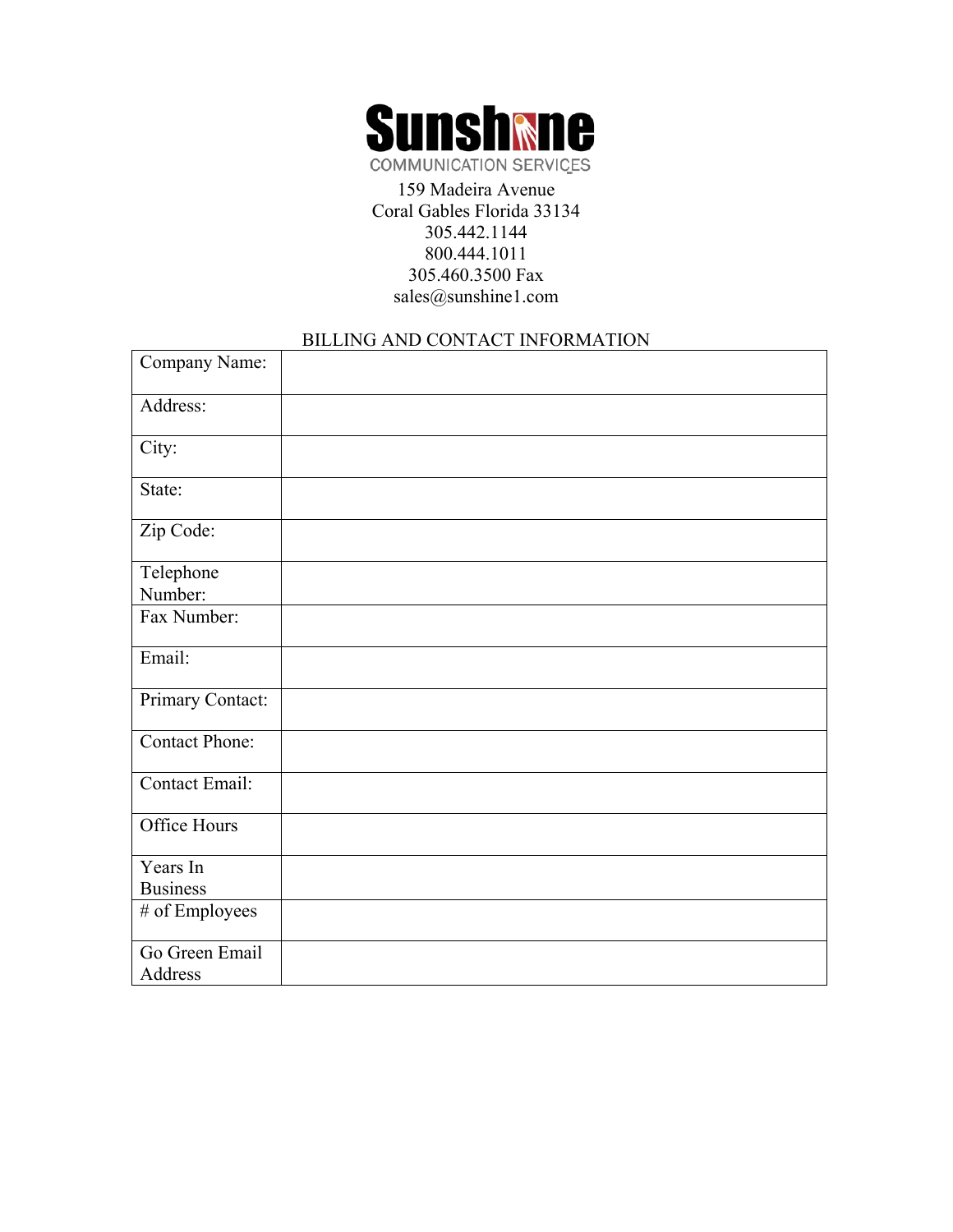**Sunshine**
COMMUNICATION SERVICES

159 Madeira Avenue
Coral Gables Florida 33134
305.442.1144
800.444.1011
305.460.3500 Fax
sales@sunshine1.com

BILLING AND CONTACT INFORMATION

| | |
|---|---|
| Company Name: | |
| Address: | |
| City: | |
| State: | |
| Zip Code: | |
| Telephone Number: | |
| Fax Number: | |
| Email: | |
| Primary Contact: | |
| Contact Phone: | |
| Contact Email: | |
| Office Hours | |
| Years In Business | |
| # of Employees | |
| Go Green Email Address | |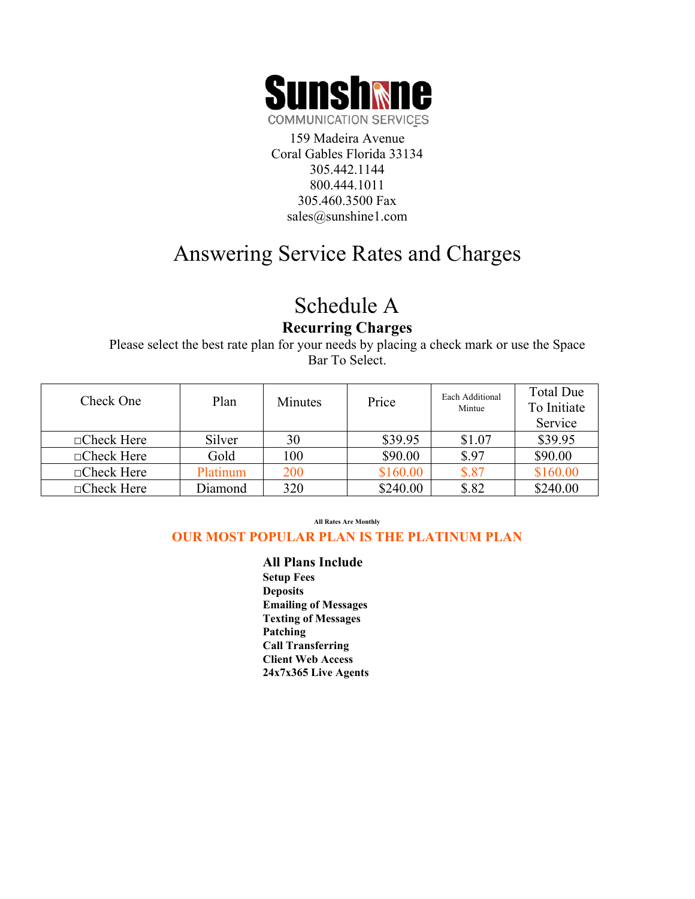Sunshine

COMMUNICATION SERVICES

159 Madeira Avenue
Coral Gables Florida 33134
305.442.1144
800.444.1011
305.460.3500 Fax
sales@sunshine1.com

# Answering Service Rates and Charges

# Schedule A

### Recurring Charges

Please select the best rate plan for your needs by placing a check mark or use the Space Bar To Select.

| Check One | Plan | Minutes | Price | Each Additional Mintue | Total Due To Initiate Service |
|---|---|---|---|---|---|
| □Check Here | Silver | 30 | $39.95 | $1.07 | $39.95 |
| □Check Here | Gold | 100 | $90.00 | $.97 | $90.00 |
| □Check Here | Platinum | 200 | $160.00 | $.87 | $160.00 |
| □Check Here | Diamond | 320 | $240.00 | $.82 | $240.00 |

**All Rates Are Monthly**

**OUR MOST POPULAR PLAN IS THE PLATINUM PLAN**

**All Plans Include**

**Setup Fees**
**Deposits**
**Emailing of Messages**
**Texting of Messages**
**Patching**
**Call Transferring**
**Client Web Access**
**24x7x365 Live Agents**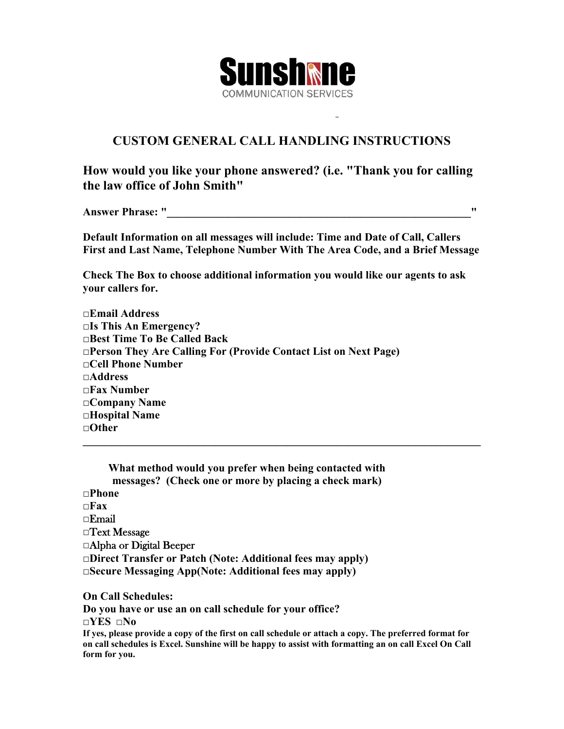Sunshine
COMMUNICATION SERVICES

# CUSTOM GENERAL CALL HANDLING INSTRUCTIONS

## How would you like your phone answered? (i.e. "Thank you for calling the law office of John Smith"

**Answer Phrase: "\_\_\_\_\_\_\_\_\_\_\_\_\_\_\_\_\_\_\_\_\_\_\_\_\_\_\_\_\_\_\_\_\_\_\_\_\_\_\_\_\_\_\_\_\_\_\_\_\_\_\_\_\_\_\_\_"**

**Default Information on all messages will include: Time and Date of Call, Callers First and Last Name, Telephone Number With The Area Code, and a Brief Message**

**Check The Box to choose additional information you would like our agents to ask your callers for.**

□**Email Address**
□**Is This An Emergency?**
□**Best Time To Be Called Back**
□**Person They Are Calling For (Provide Contact List on Next Page)**
□**Cell Phone Number**
□**Address**
□**Fax Number**
□**Company Name**
□**Hospital Name**
□**Other**

\_\_\_\_\_\_\_\_\_\_\_\_\_\_\_\_\_\_\_\_\_\_\_\_\_\_\_\_\_\_\_\_\_\_\_\_\_\_\_\_\_\_\_\_\_\_\_\_\_\_\_\_\_\_\_\_\_\_\_\_\_\_\_\_\_\_\_\_\_\_\_\_

**What method would you prefer when being contacted with messages? (Check one or more by placing a check mark)**

□**Phone**
□**Fax**
□Email
□Text Message
□Alpha or Digital Beeper
□**Direct Transfer or Patch (Note: Additional fees may apply)**
□**Secure Messaging App(Note: Additional fees may apply)**

**On Call Schedules:**
**Do you have or use an on call schedule for your office?**
□**YES** □**No**

**If yes, please provide a copy of the first on call schedule or attach a copy. The preferred format for on call schedules is Excel. Sunshine will be happy to assist with formatting an on call Excel On Call form for you.**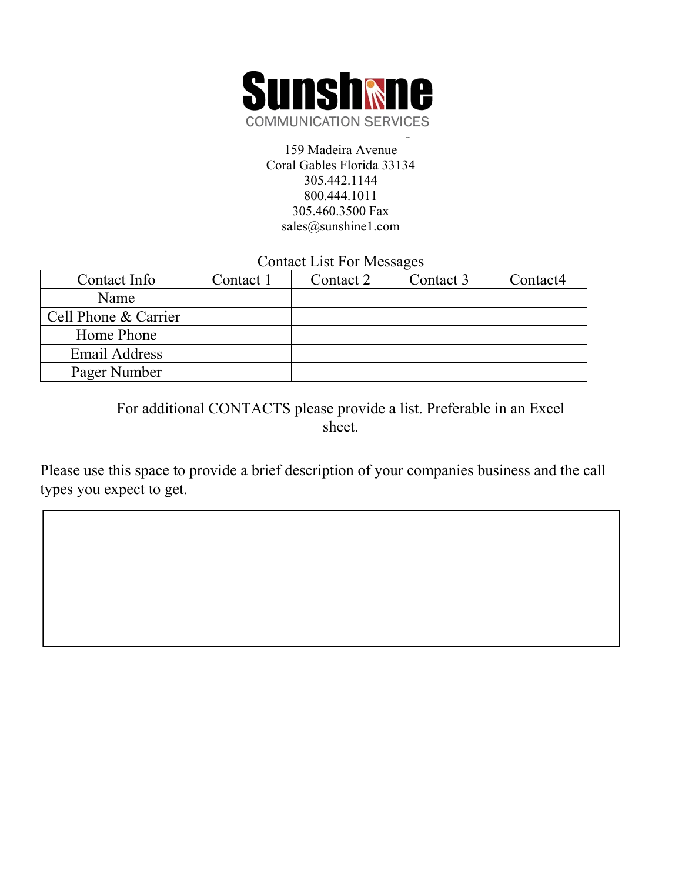# Sunshine

COMMUNICATION SERVICES

159 Madeira Avenue
Coral Gables Florida 33134
305.442.1144
800.444.1011
305.460.3500 Fax
sales@sunshine1.com

Contact List For Messages

| Contact Info | Contact 1 | Contact 2 | Contact 3 | Contact4 |
|---|---|---|---|---|
| Name | | | | |
| Cell Phone & Carrier | | | | |
| Home Phone | | | | |
| Email Address | | | | |
| Pager Number | | | | |

For additional CONTACTS please provide a list. Preferable in an Excel sheet.

Please use this space to provide a brief description of your companies business and the call types you expect to get.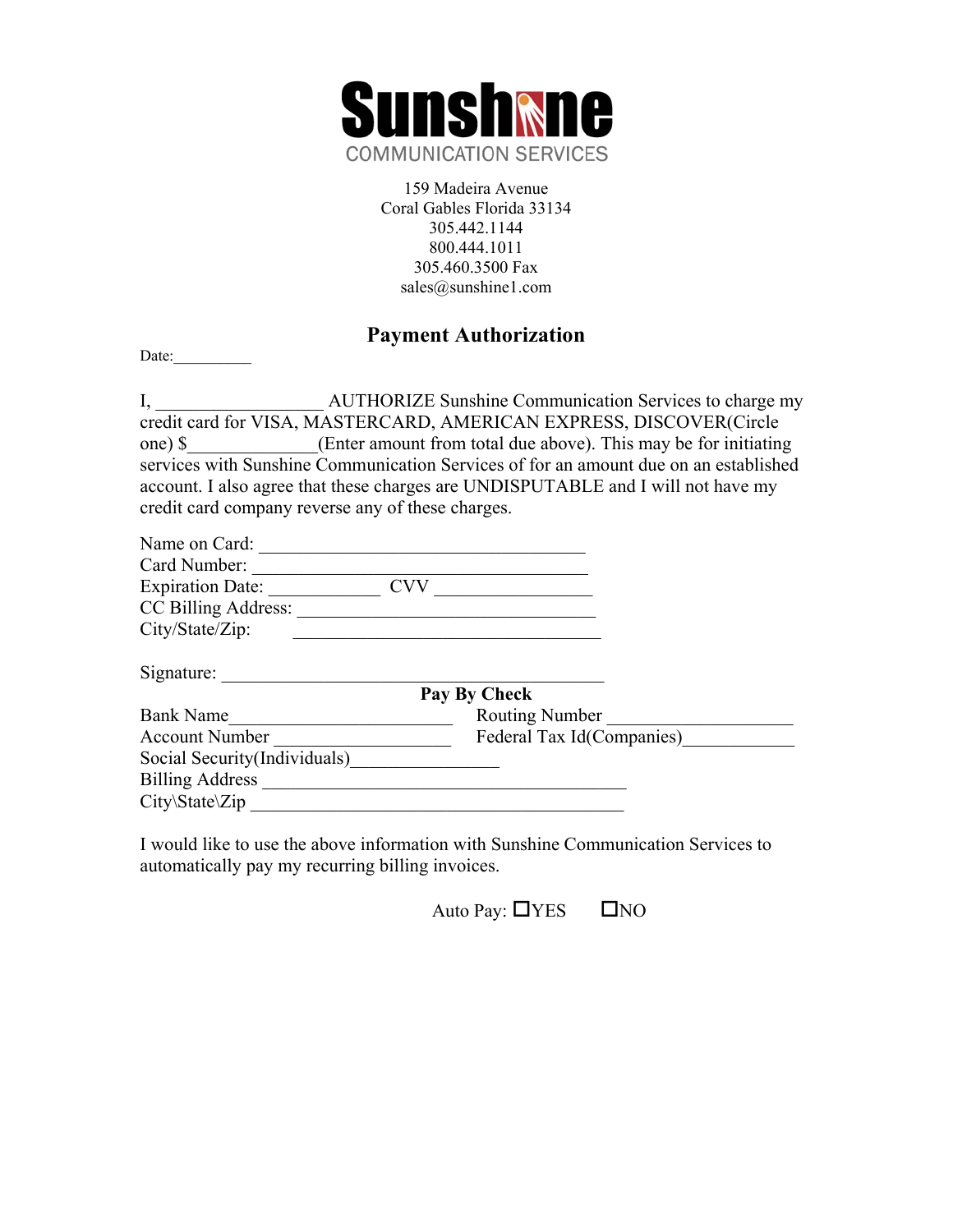**Sunshine**
COMMUNICATION SERVICES

159 Madeira Avenue
Coral Gables Florida 33134
305.442.1144
800.444.1011
305.460.3500 Fax
sales@sunshine1.com

## Payment Authorization

Date:__________

I, __________________ AUTHORIZE Sunshine Communication Services to charge my credit card for VISA, MASTERCARD, AMERICAN EXPRESS, DISCOVER(Circle one) $______________(Enter amount from total due above). This may be for initiating services with Sunshine Communication Services of for an amount due on an established account. I also agree that these charges are UNDISPUTABLE and I will not have my credit card company reverse any of these charges.

Name on Card: ____________________________________
Card Number: _____________________________________
Expiration Date: ____________ CVV _________________
CC Billing Address: _________________________________
City/State/Zip: __________________________________

Signature: __________________________________________

**Pay By Check**

Bank Name________________________ Routing Number ____________________
Account Number ___________________ Federal Tax Id(Companies)____________
Social Security(Individuals)________________
Billing Address ________________________________________
City\State\Zip _________________________________________

I would like to use the above information with Sunshine Communication Services to automatically pay my recurring billing invoices.

Auto Pay: ☐YES ☐NO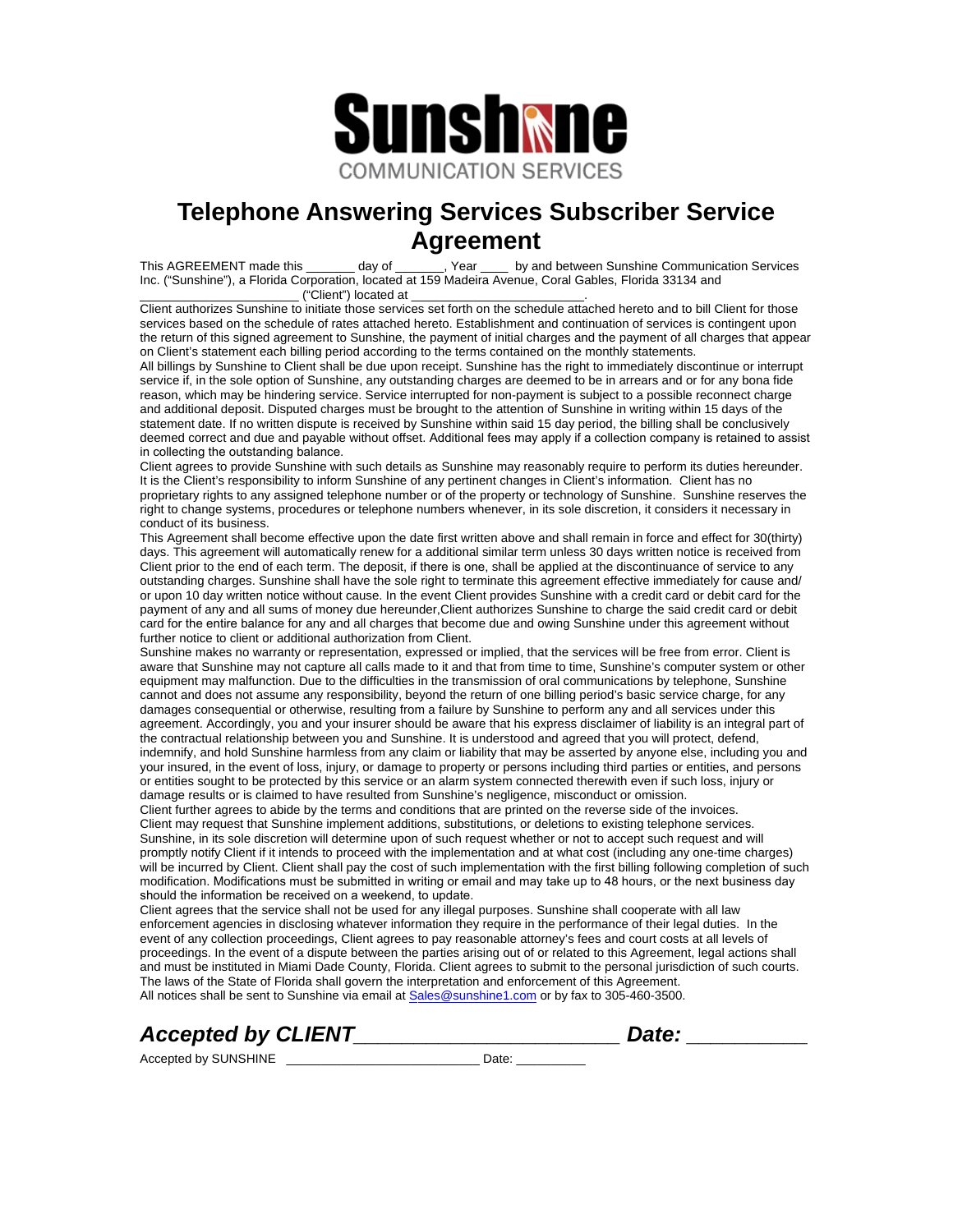# Sunshine
COMMUNICATION SERVICES

# Telephone Answering Services Subscriber Service Agreement

This AGREEMENT made this _______ day of _______, Year ____ by and between Sunshine Communication Services Inc. ("Sunshine"), a Florida Corporation, located at 159 Madeira Avenue, Coral Gables, Florida 33134 and _______________________ ("Client") located at _________________________.

Client authorizes Sunshine to initiate those services set forth on the schedule attached hereto and to bill Client for those services based on the schedule of rates attached hereto. Establishment and continuation of services is contingent upon the return of this signed agreement to Sunshine, the payment of initial charges and the payment of all charges that appear on Client's statement each billing period according to the terms contained on the monthly statements.

All billings by Sunshine to Client shall be due upon receipt. Sunshine has the right to immediately discontinue or interrupt service if, in the sole option of Sunshine, any outstanding charges are deemed to be in arrears and or for any bona fide reason, which may be hindering service. Service interrupted for non-payment is subject to a possible reconnect charge and additional deposit. Disputed charges must be brought to the attention of Sunshine in writing within 15 days of the statement date. If no written dispute is received by Sunshine within said 15 day period, the billing shall be conclusively deemed correct and due and payable without offset. Additional fees may apply if a collection company is retained to assist in collecting the outstanding balance.

Client agrees to provide Sunshine with such details as Sunshine may reasonably require to perform its duties hereunder. It is the Client's responsibility to inform Sunshine of any pertinent changes in Client's information. Client has no proprietary rights to any assigned telephone number or of the property or technology of Sunshine. Sunshine reserves the right to change systems, procedures or telephone numbers whenever, in its sole discretion, it considers it necessary in conduct of its business.

This Agreement shall become effective upon the date first written above and shall remain in force and effect for 30(thirty) days. This agreement will automatically renew for a additional similar term unless 30 days written notice is received from Client prior to the end of each term. The deposit, if there is one, shall be applied at the discontinuance of service to any outstanding charges. Sunshine shall have the sole right to terminate this agreement effective immediately for cause and/ or upon 10 day written notice without cause. In the event Client provides Sunshine with a credit card or debit card for the payment of any and all sums of money due hereunder,Client authorizes Sunshine to charge the said credit card or debit card for the entire balance for any and all charges that become due and owing Sunshine under this agreement without further notice to client or additional authorization from Client.

Sunshine makes no warranty or representation, expressed or implied, that the services will be free from error. Client is aware that Sunshine may not capture all calls made to it and that from time to time, Sunshine's computer system or other equipment may malfunction. Due to the difficulties in the transmission of oral communications by telephone, Sunshine cannot and does not assume any responsibility, beyond the return of one billing period's basic service charge, for any damages consequential or otherwise, resulting from a failure by Sunshine to perform any and all services under this agreement. Accordingly, you and your insurer should be aware that his express disclaimer of liability is an integral part of the contractual relationship between you and Sunshine. It is understood and agreed that you will protect, defend, indemnify, and hold Sunshine harmless from any claim or liability that may be asserted by anyone else, including you and your insured, in the event of loss, injury, or damage to property or persons including third parties or entities, and persons or entities sought to be protected by this service or an alarm system connected therewith even if such loss, injury or damage results or is claimed to have resulted from Sunshine's negligence, misconduct or omission.

Client further agrees to abide by the terms and conditions that are printed on the reverse side of the invoices.

Client may request that Sunshine implement additions, substitutions, or deletions to existing telephone services. Sunshine, in its sole discretion will determine upon of such request whether or not to accept such request and will promptly notify Client if it intends to proceed with the implementation and at what cost (including any one-time charges) will be incurred by Client. Client shall pay the cost of such implementation with the first billing following completion of such modification. Modifications must be submitted in writing or email and may take up to 48 hours, or the next business day should the information be received on a weekend, to update.

Client agrees that the service shall not be used for any illegal purposes. Sunshine shall cooperate with all law enforcement agencies in disclosing whatever information they require in the performance of their legal duties. In the event of any collection proceedings, Client agrees to pay reasonable attorney's fees and court costs at all levels of proceedings. In the event of a dispute between the parties arising out of or related to this Agreement, legal actions shall and must be instituted in Miami Dade County, Florida. Client agrees to submit to the personal jurisdiction of such courts. The laws of the State of Florida shall govern the interpretation and enforcement of this Agreement.

All notices shall be sent to Sunshine via email at Sales@sunshine1.com or by fax to 305-460-3500.

***Accepted by CLIENT*_________________________ *Date:* ___________**

Accepted by SUNSHINE ___________________________ Date: __________